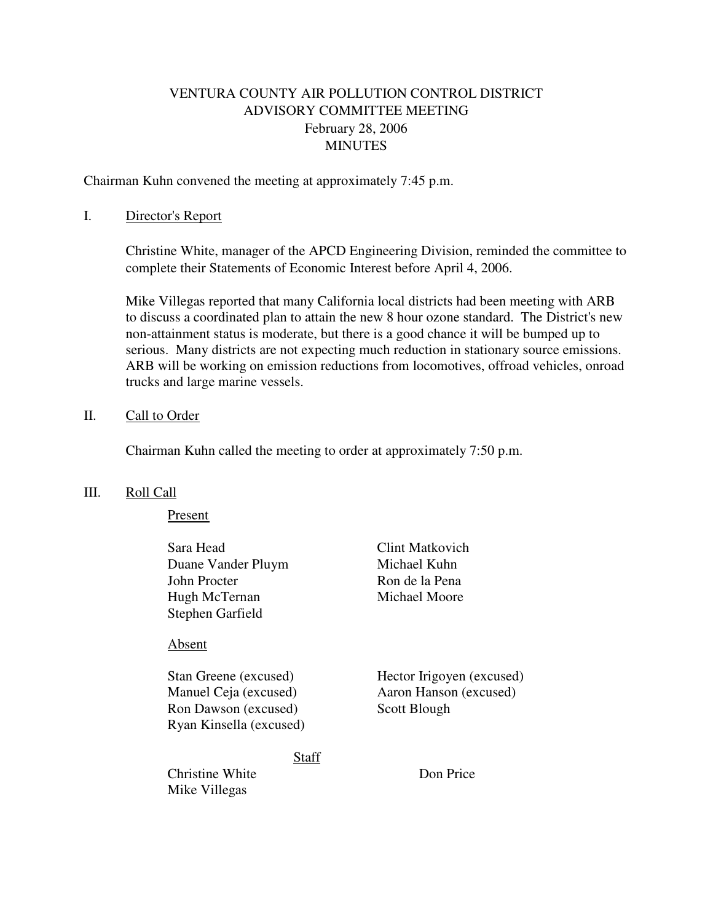# VENTURA COUNTY AIR POLLUTION CONTROL DISTRICT
## ADVISORY COMMITTEE MEETING
### February 28, 2006
### MINUTES

Chairman Kuhn convened the meeting at approximately 7:45 p.m.

I. Director's Report

Christine White, manager of the APCD Engineering Division, reminded the committee to complete their Statements of Economic Interest before April 4, 2006.

Mike Villegas reported that many California local districts had been meeting with ARB to discuss a coordinated plan to attain the new 8 hour ozone standard. The District's new non-attainment status is moderate, but there is a good chance it will be bumped up to serious. Many districts are not expecting much reduction in stationary source emissions. ARB will be working on emission reductions from locomotives, offroad vehicles, onroad trucks and large marine vessels.

II. Call to Order

Chairman Kuhn called the meeting to order at approximately 7:50 p.m.

III. Roll Call

Present

Sara Head
Duane Vander Pluym
John Procter
Hugh McTernan
Stephen Garfield
Clint Matkovich
Michael Kuhn
Ron de la Pena
Michael Moore

Absent

Stan Greene (excused)
Manuel Ceja (excused)
Ron Dawson (excused)
Ryan Kinsella (excused)
Hector Irigoyen (excused)
Aaron Hanson (excused)
Scott Blough

Staff

Christine White
Mike Villegas
Don Price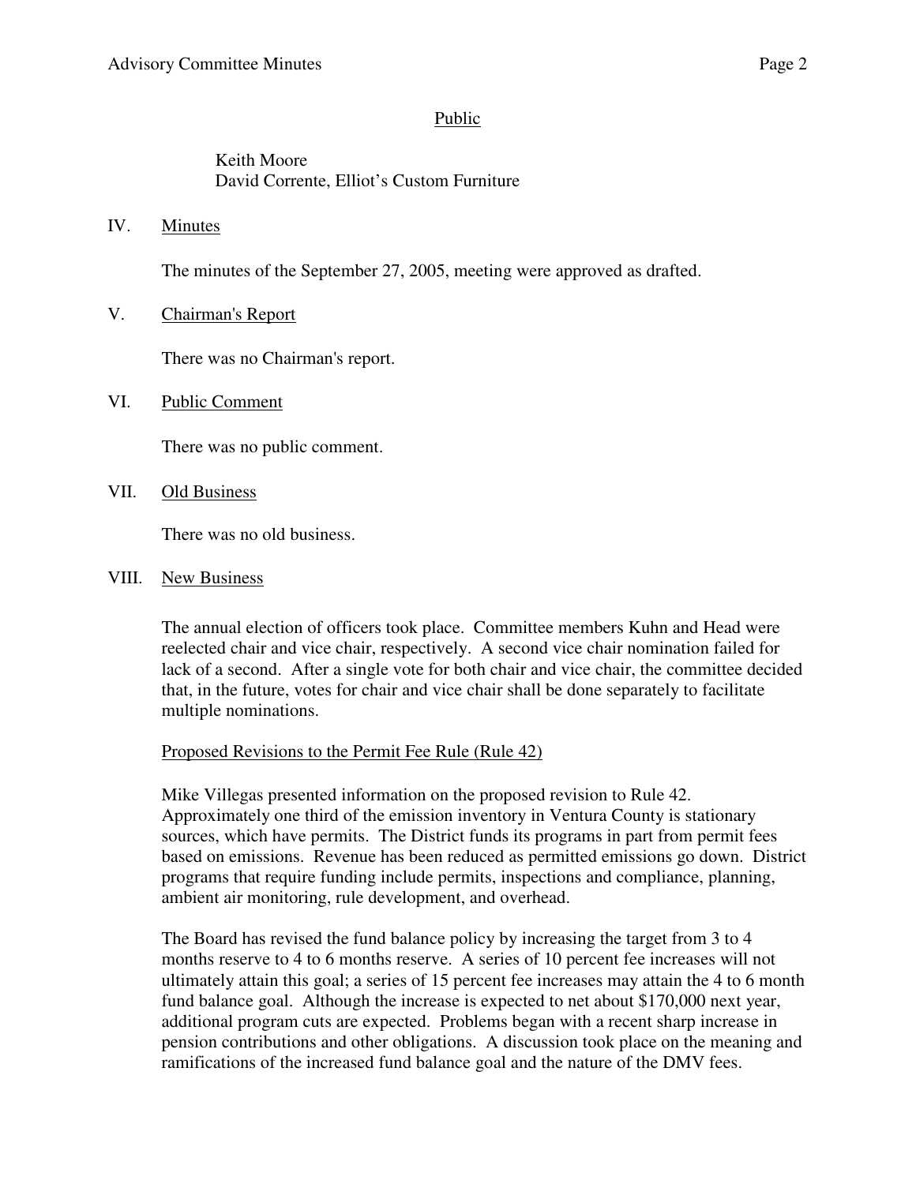Public

Keith Moore
David Corrente, Elliot's Custom Furniture

IV. Minutes

The minutes of the September 27, 2005, meeting were approved as drafted.

V. Chairman's Report

There was no Chairman's report.

VI. Public Comment

There was no public comment.

VII. Old Business

There was no old business.

VIII. New Business

The annual election of officers took place. Committee members Kuhn and Head were reelected chair and vice chair, respectively. A second vice chair nomination failed for lack of a second. After a single vote for both chair and vice chair, the committee decided that, in the future, votes for chair and vice chair shall be done separately to facilitate multiple nominations.

Proposed Revisions to the Permit Fee Rule (Rule 42)

Mike Villegas presented information on the proposed revision to Rule 42. Approximately one third of the emission inventory in Ventura County is stationary sources, which have permits. The District funds its programs in part from permit fees based on emissions. Revenue has been reduced as permitted emissions go down. District programs that require funding include permits, inspections and compliance, planning, ambient air monitoring, rule development, and overhead.

The Board has revised the fund balance policy by increasing the target from 3 to 4 months reserve to 4 to 6 months reserve. A series of 10 percent fee increases will not ultimately attain this goal; a series of 15 percent fee increases may attain the 4 to 6 month fund balance goal. Although the increase is expected to net about $170,000 next year, additional program cuts are expected. Problems began with a recent sharp increase in pension contributions and other obligations. A discussion took place on the meaning and ramifications of the increased fund balance goal and the nature of the DMV fees.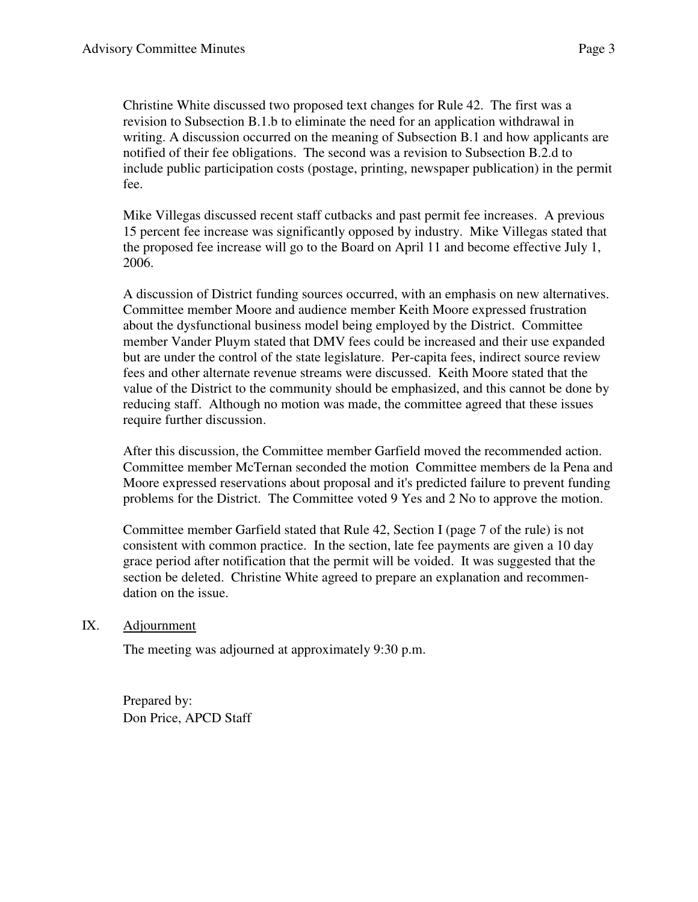Christine White discussed two proposed text changes for Rule 42. The first was a revision to Subsection B.1.b to eliminate the need for an application withdrawal in writing. A discussion occurred on the meaning of Subsection B.1 and how applicants are notified of their fee obligations. The second was a revision to Subsection B.2.d to include public participation costs (postage, printing, newspaper publication) in the permit fee.

Mike Villegas discussed recent staff cutbacks and past permit fee increases. A previous 15 percent fee increase was significantly opposed by industry. Mike Villegas stated that the proposed fee increase will go to the Board on April 11 and become effective July 1, 2006.

A discussion of District funding sources occurred, with an emphasis on new alternatives. Committee member Moore and audience member Keith Moore expressed frustration about the dysfunctional business model being employed by the District. Committee member Vander Pluym stated that DMV fees could be increased and their use expanded but are under the control of the state legislature. Per-capita fees, indirect source review fees and other alternate revenue streams were discussed. Keith Moore stated that the value of the District to the community should be emphasized, and this cannot be done by reducing staff. Although no motion was made, the committee agreed that these issues require further discussion.

After this discussion, the Committee member Garfield moved the recommended action. Committee member McTernan seconded the motion Committee members de la Pena and Moore expressed reservations about proposal and it's predicted failure to prevent funding problems for the District. The Committee voted 9 Yes and 2 No to approve the motion.

Committee member Garfield stated that Rule 42, Section I (page 7 of the rule) is not consistent with common practice. In the section, late fee payments are given a 10 day grace period after notification that the permit will be voided. It was suggested that the section be deleted. Christine White agreed to prepare an explanation and recommendation on the issue.

## IX. Adjournment

The meeting was adjourned at approximately 9:30 p.m.

Prepared by:
Don Price, APCD Staff